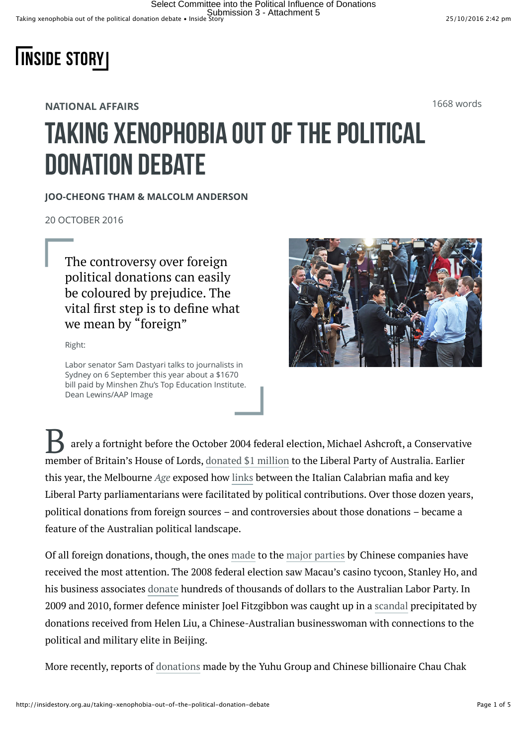NATIONAL AFFAIRS

1668 words

# TAKING XENOPHOBIA OUT OF THE POLITICAL DONATION DEBATE

**JOO-CHEONG THAM & MALCOLM ANDERSON**

20 OCTOBER 2016

> The controversy over foreign political donations can easily be coloured by prejudice. The vital first step is to define what we mean by "foreign"

Right:

Labor senator Sam Dastyari talks to journalists in Sydney on 6 September this year about a $1670 bill paid by Minshen Zhu's Top Education Institute. Dean Lewins/AAP Image

Barely a fortnight before the October 2004 federal election, Michael Ashcroft, a Conservative member of Britain's House of Lords, donated $1 million to the Liberal Party of Australia. Earlier this year, the Melbourne *Age* exposed how links between the Italian Calabrian mafia and key Liberal Party parliamentarians were facilitated by political contributions. Over those dozen years, political donations from foreign sources – and controversies about those donations – became a feature of the Australian political landscape.

Of all foreign donations, though, the ones made to the major parties by Chinese companies have received the most attention. The 2008 federal election saw Macau's casino tycoon, Stanley Ho, and his business associates donate hundreds of thousands of dollars to the Australian Labor Party. In 2009 and 2010, former defence minister Joel Fitzgibbon was caught up in a scandal precipitated by donations received from Helen Liu, a Chinese-Australian businesswoman with connections to the political and military elite in Beijing.

More recently, reports of donations made by the Yuhu Group and Chinese billionaire Chau Chak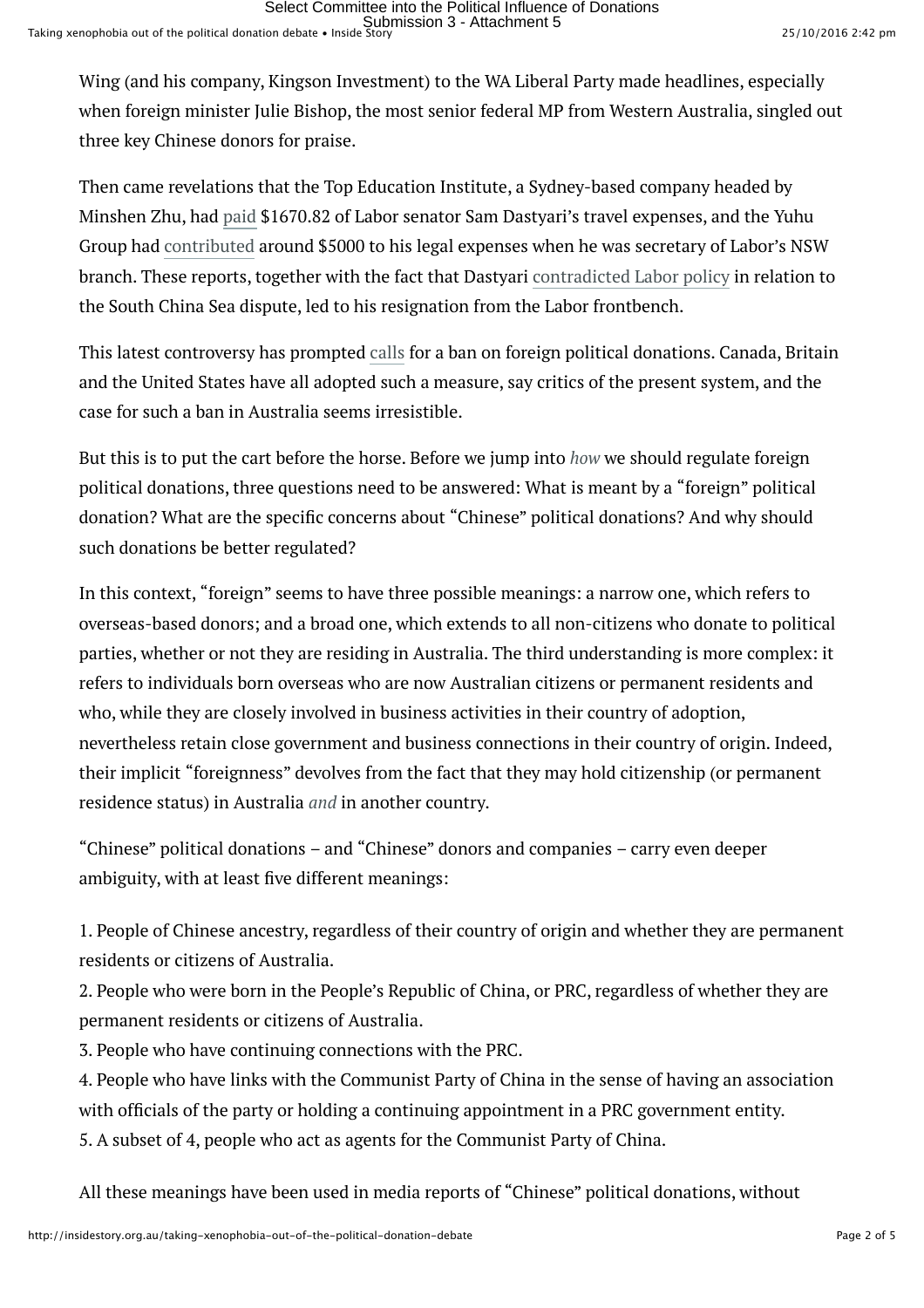Wing (and his company, Kingson Investment) to the WA Liberal Party made headlines, especially when foreign minister Julie Bishop, the most senior federal MP from Western Australia, singled out three key Chinese donors for praise.

Then came revelations that the Top Education Institute, a Sydney-based company headed by Minshen Zhu, had paid $1670.82 of Labor senator Sam Dastyari's travel expenses, and the Yuhu Group had contributed around $5000 to his legal expenses when he was secretary of Labor's NSW branch. These reports, together with the fact that Dastyari contradicted Labor policy in relation to the South China Sea dispute, led to his resignation from the Labor frontbench.

This latest controversy has prompted calls for a ban on foreign political donations. Canada, Britain and the United States have all adopted such a measure, say critics of the present system, and the case for such a ban in Australia seems irresistible.

But this is to put the cart before the horse. Before we jump into *how* we should regulate foreign political donations, three questions need to be answered: What is meant by a "foreign" political donation? What are the specific concerns about "Chinese" political donations? And why should such donations be better regulated?

In this context, "foreign" seems to have three possible meanings: a narrow one, which refers to overseas-based donors; and a broad one, which extends to all non-citizens who donate to political parties, whether or not they are residing in Australia. The third understanding is more complex: it refers to individuals born overseas who are now Australian citizens or permanent residents and who, while they are closely involved in business activities in their country of adoption, nevertheless retain close government and business connections in their country of origin. Indeed, their implicit "foreignness" devolves from the fact that they may hold citizenship (or permanent residence status) in Australia *and* in another country.

"Chinese" political donations – and "Chinese" donors and companies – carry even deeper ambiguity, with at least five different meanings:

1. People of Chinese ancestry, regardless of their country of origin and whether they are permanent residents or citizens of Australia.
2. People who were born in the People's Republic of China, or PRC, regardless of whether they are permanent residents or citizens of Australia.
3. People who have continuing connections with the PRC.
4. People who have links with the Communist Party of China in the sense of having an association with officials of the party or holding a continuing appointment in a PRC government entity.
5. A subset of 4, people who act as agents for the Communist Party of China.

All these meanings have been used in media reports of "Chinese" political donations, without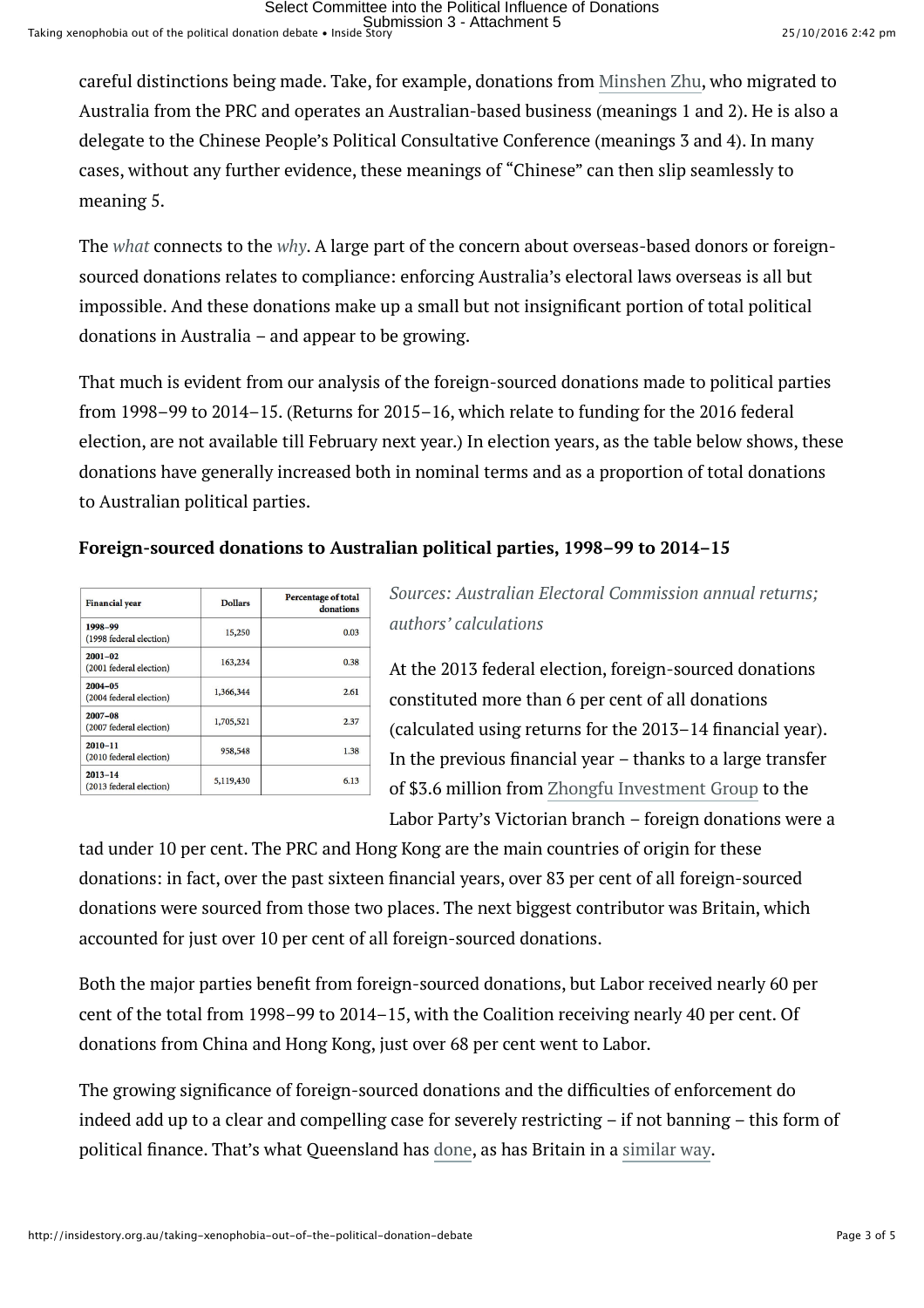careful distinctions being made. Take, for example, donations from Minshen Zhu, who migrated to Australia from the PRC and operates an Australian-based business (meanings 1 and 2). He is also a delegate to the Chinese People's Political Consultative Conference (meanings 3 and 4). In many cases, without any further evidence, these meanings of "Chinese" can then slip seamlessly to meaning 5.

The *what* connects to the *why*. A large part of the concern about overseas-based donors or foreign-sourced donations relates to compliance: enforcing Australia's electoral laws overseas is all but impossible. And these donations make up a small but not insignificant portion of total political donations in Australia – and appear to be growing.

That much is evident from our analysis of the foreign-sourced donations made to political parties from 1998–99 to 2014–15. (Returns for 2015–16, which relate to funding for the 2016 federal election, are not available till February next year.) In election years, as the table below shows, these donations have generally increased both in nominal terms and as a proportion of total donations to Australian political parties.

**Foreign-sourced donations to Australian political parties, 1998–99 to 2014–15**

| Financial year | Dollars | Percentage of total donations |
|---|---|---|
| 1998–99 (1998 federal election) | 15,250 | 0.03 |
| 2001–02 (2001 federal election) | 163,234 | 0.38 |
| 2004–05 (2004 federal election) | 1,366,344 | 2.61 |
| 2007–08 (2007 federal election) | 1,705,521 | 2.37 |
| 2010–11 (2010 federal election) | 958,548 | 1.38 |
| 2013–14 (2013 federal election) | 5,119,430 | 6.13 |

*Sources: Australian Electoral Commission annual returns; authors' calculations*

At the 2013 federal election, foreign-sourced donations constituted more than 6 per cent of all donations (calculated using returns for the 2013–14 financial year). In the previous financial year – thanks to a large transfer of $3.6 million from Zhongfu Investment Group to the Labor Party's Victorian branch – foreign donations were a tad under 10 per cent. The PRC and Hong Kong are the main countries of origin for these donations: in fact, over the past sixteen financial years, over 83 per cent of all foreign-sourced donations were sourced from those two places. The next biggest contributor was Britain, which accounted for just over 10 per cent of all foreign-sourced donations.

Both the major parties benefit from foreign-sourced donations, but Labor received nearly 60 per cent of the total from 1998–99 to 2014–15, with the Coalition receiving nearly 40 per cent. Of donations from China and Hong Kong, just over 68 per cent went to Labor.

The growing significance of foreign-sourced donations and the difficulties of enforcement do indeed add up to a clear and compelling case for severely restricting – if not banning – this form of political finance. That's what Queensland has done, as has Britain in a similar way.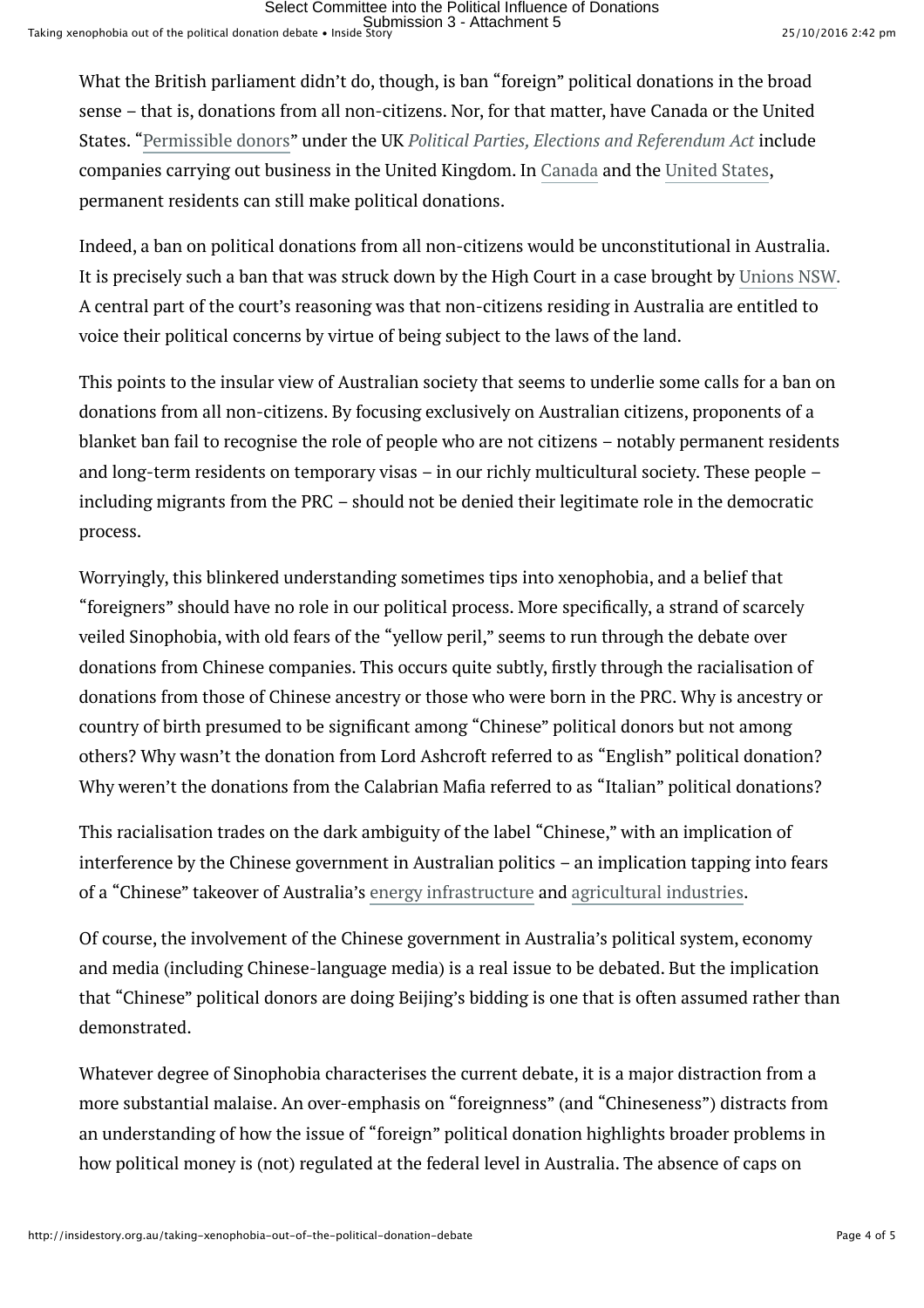What the British parliament didn't do, though, is ban "foreign" political donations in the broad sense – that is, donations from all non-citizens. Nor, for that matter, have Canada or the United States. "Permissible donors" under the UK *Political Parties, Elections and Referendum Act* include companies carrying out business in the United Kingdom. In Canada and the United States, permanent residents can still make political donations.

Indeed, a ban on political donations from all non-citizens would be unconstitutional in Australia. It is precisely such a ban that was struck down by the High Court in a case brought by Unions NSW. A central part of the court's reasoning was that non-citizens residing in Australia are entitled to voice their political concerns by virtue of being subject to the laws of the land.

This points to the insular view of Australian society that seems to underlie some calls for a ban on donations from all non-citizens. By focusing exclusively on Australian citizens, proponents of a blanket ban fail to recognise the role of people who are not citizens – notably permanent residents and long-term residents on temporary visas – in our richly multicultural society. These people – including migrants from the PRC – should not be denied their legitimate role in the democratic process.

Worryingly, this blinkered understanding sometimes tips into xenophobia, and a belief that "foreigners" should have no role in our political process. More specifically, a strand of scarcely veiled Sinophobia, with old fears of the "yellow peril," seems to run through the debate over donations from Chinese companies. This occurs quite subtly, firstly through the racialisation of donations from those of Chinese ancestry or those who were born in the PRC. Why is ancestry or country of birth presumed to be significant among "Chinese" political donors but not among others? Why wasn't the donation from Lord Ashcroft referred to as "English" political donation? Why weren't the donations from the Calabrian Mafia referred to as "Italian" political donations?

This racialisation trades on the dark ambiguity of the label "Chinese," with an implication of interference by the Chinese government in Australian politics – an implication tapping into fears of a "Chinese" takeover of Australia's energy infrastructure and agricultural industries.

Of course, the involvement of the Chinese government in Australia's political system, economy and media (including Chinese-language media) is a real issue to be debated. But the implication that "Chinese" political donors are doing Beijing's bidding is one that is often assumed rather than demonstrated.

Whatever degree of Sinophobia characterises the current debate, it is a major distraction from a more substantial malaise. An over-emphasis on "foreignness" (and "Chineseness") distracts from an understanding of how the issue of "foreign" political donation highlights broader problems in how political money is (not) regulated at the federal level in Australia. The absence of caps on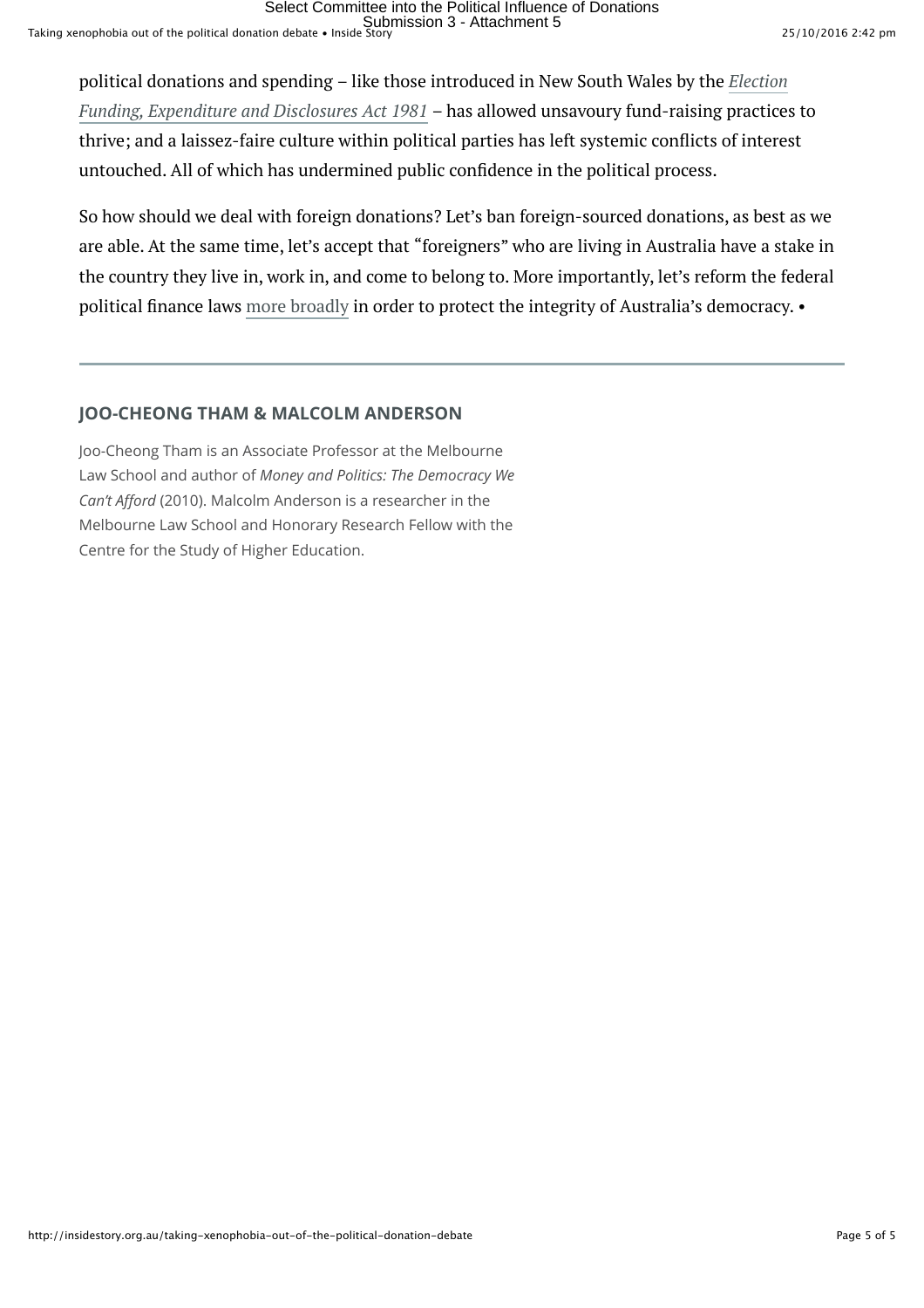political donations and spending – like those introduced in New South Wales by the *Election Funding, Expenditure and Disclosures Act 1981* – has allowed unsavoury fund-raising practices to thrive; and a laissez-faire culture within political parties has left systemic conflicts of interest untouched. All of which has undermined public confidence in the political process.

So how should we deal with foreign donations? Let's ban foreign-sourced donations, as best as we are able. At the same time, let's accept that "foreigners" who are living in Australia have a stake in the country they live in, work in, and come to belong to. More importantly, let's reform the federal political finance laws more broadly in order to protect the integrity of Australia's democracy. •

---

## JOO-CHEONG THAM & MALCOLM ANDERSON

Joo-Cheong Tham is an Associate Professor at the Melbourne Law School and author of *Money and Politics: The Democracy We Can't Afford* (2010). Malcolm Anderson is a researcher in the Melbourne Law School and Honorary Research Fellow with the Centre for the Study of Higher Education.